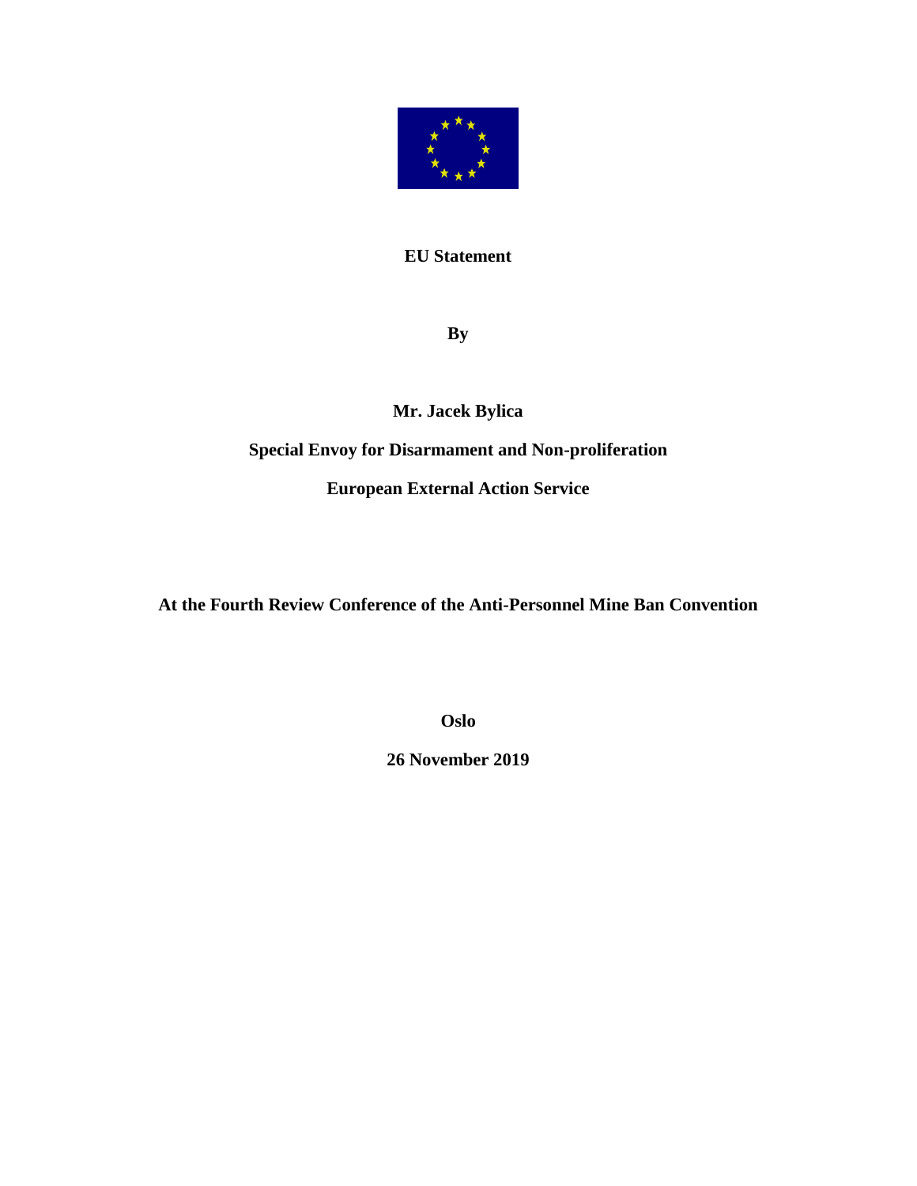**EU Statement**

**By**

**Mr. Jacek Bylica**

**Special Envoy for Disarmament and Non-proliferation**

**European External Action Service**

**At the Fourth Review Conference of the Anti-Personnel Mine Ban Convention**

**Oslo**

**26 November 2019**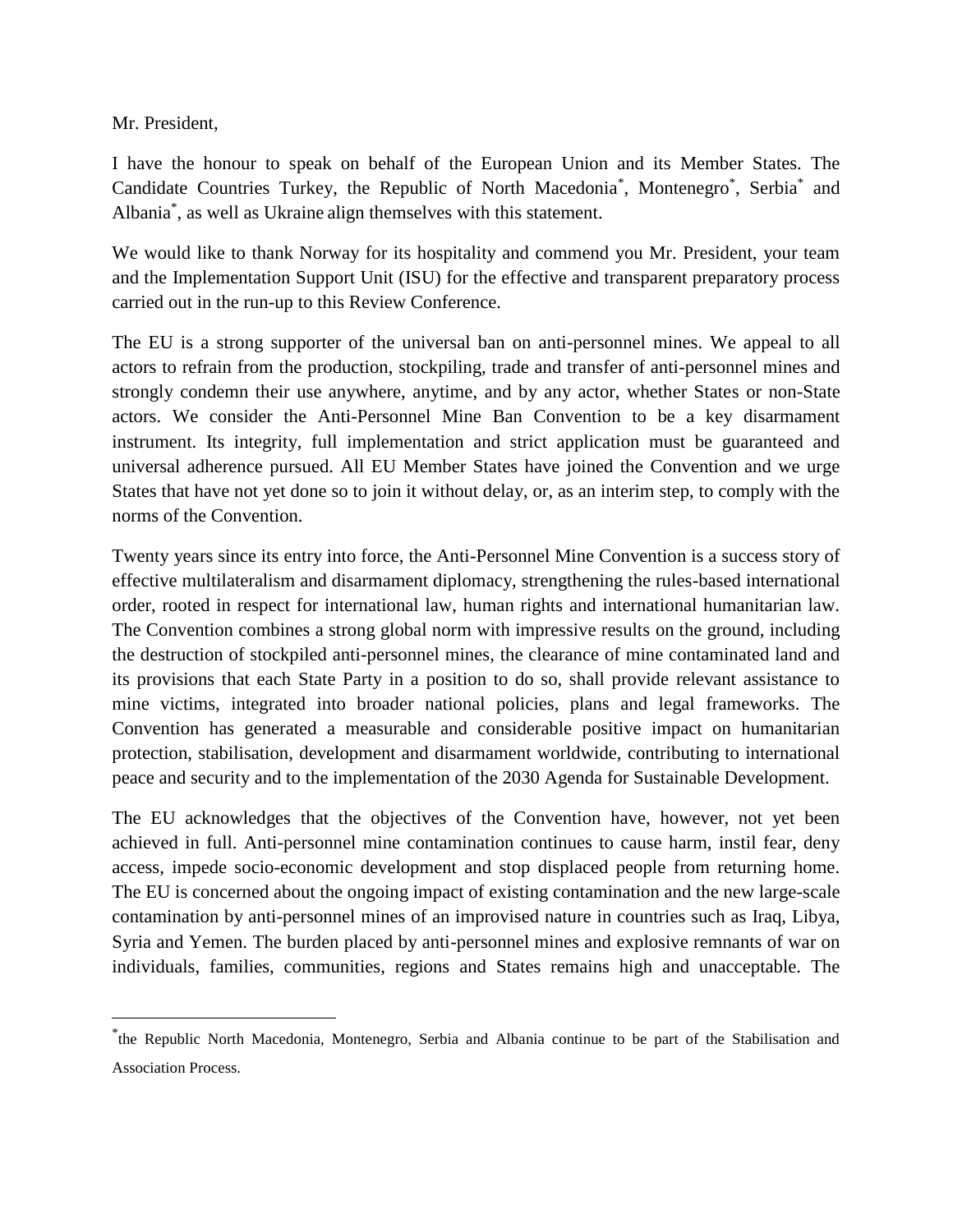Mr. President,

I have the honour to speak on behalf of the European Union and its Member States. The Candidate Countries Turkey, the Republic of North Macedonia*, Montenegro*, Serbia* and Albania*, as well as Ukraine align themselves with this statement.

We would like to thank Norway for its hospitality and commend you Mr. President, your team and the Implementation Support Unit (ISU) for the effective and transparent preparatory process carried out in the run-up to this Review Conference.

The EU is a strong supporter of the universal ban on anti-personnel mines. We appeal to all actors to refrain from the production, stockpiling, trade and transfer of anti-personnel mines and strongly condemn their use anywhere, anytime, and by any actor, whether States or non-State actors. We consider the Anti-Personnel Mine Ban Convention to be a key disarmament instrument. Its integrity, full implementation and strict application must be guaranteed and universal adherence pursued. All EU Member States have joined the Convention and we urge States that have not yet done so to join it without delay, or, as an interim step, to comply with the norms of the Convention.

Twenty years since its entry into force, the Anti-Personnel Mine Convention is a success story of effective multilateralism and disarmament diplomacy, strengthening the rules-based international order, rooted in respect for international law, human rights and international humanitarian law. The Convention combines a strong global norm with impressive results on the ground, including the destruction of stockpiled anti-personnel mines, the clearance of mine contaminated land and its provisions that each State Party in a position to do so, shall provide relevant assistance to mine victims, integrated into broader national policies, plans and legal frameworks. The Convention has generated a measurable and considerable positive impact on humanitarian protection, stabilisation, development and disarmament worldwide, contributing to international peace and security and to the implementation of the 2030 Agenda for Sustainable Development.

The EU acknowledges that the objectives of the Convention have, however, not yet been achieved in full. Anti-personnel mine contamination continues to cause harm, instil fear, deny access, impede socio-economic development and stop displaced people from returning home. The EU is concerned about the ongoing impact of existing contamination and the new large-scale contamination by anti-personnel mines of an improvised nature in countries such as Iraq, Libya, Syria and Yemen. The burden placed by anti-personnel mines and explosive remnants of war on individuals, families, communities, regions and States remains high and unacceptable. The

---

*the Republic North Macedonia, Montenegro, Serbia and Albania continue to be part of the Stabilisation and Association Process.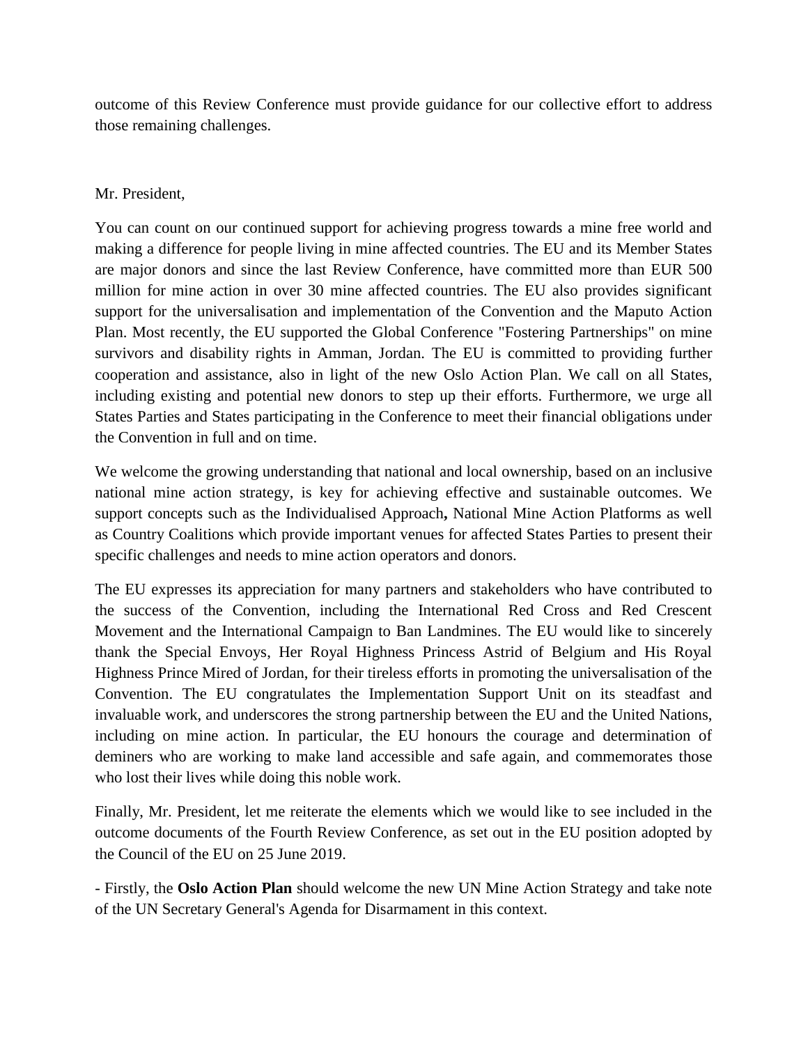outcome of this Review Conference must provide guidance for our collective effort to address those remaining challenges.

Mr. President,

You can count on our continued support for achieving progress towards a mine free world and making a difference for people living in mine affected countries. The EU and its Member States are major donors and since the last Review Conference, have committed more than EUR 500 million for mine action in over 30 mine affected countries. The EU also provides significant support for the universalisation and implementation of the Convention and the Maputo Action Plan. Most recently, the EU supported the Global Conference "Fostering Partnerships" on mine survivors and disability rights in Amman, Jordan. The EU is committed to providing further cooperation and assistance, also in light of the new Oslo Action Plan. We call on all States, including existing and potential new donors to step up their efforts. Furthermore, we urge all States Parties and States participating in the Conference to meet their financial obligations under the Convention in full and on time.

We welcome the growing understanding that national and local ownership, based on an inclusive national mine action strategy, is key for achieving effective and sustainable outcomes. We support concepts such as the Individualised Approach**,** National Mine Action Platforms as well as Country Coalitions which provide important venues for affected States Parties to present their specific challenges and needs to mine action operators and donors.

The EU expresses its appreciation for many partners and stakeholders who have contributed to the success of the Convention, including the International Red Cross and Red Crescent Movement and the International Campaign to Ban Landmines. The EU would like to sincerely thank the Special Envoys, Her Royal Highness Princess Astrid of Belgium and His Royal Highness Prince Mired of Jordan, for their tireless efforts in promoting the universalisation of the Convention. The EU congratulates the Implementation Support Unit on its steadfast and invaluable work, and underscores the strong partnership between the EU and the United Nations, including on mine action. In particular, the EU honours the courage and determination of deminers who are working to make land accessible and safe again, and commemorates those who lost their lives while doing this noble work.

Finally, Mr. President, let me reiterate the elements which we would like to see included in the outcome documents of the Fourth Review Conference, as set out in the EU position adopted by the Council of the EU on 25 June 2019.

- Firstly, the **Oslo Action Plan** should welcome the new UN Mine Action Strategy and take note of the UN Secretary General's Agenda for Disarmament in this context.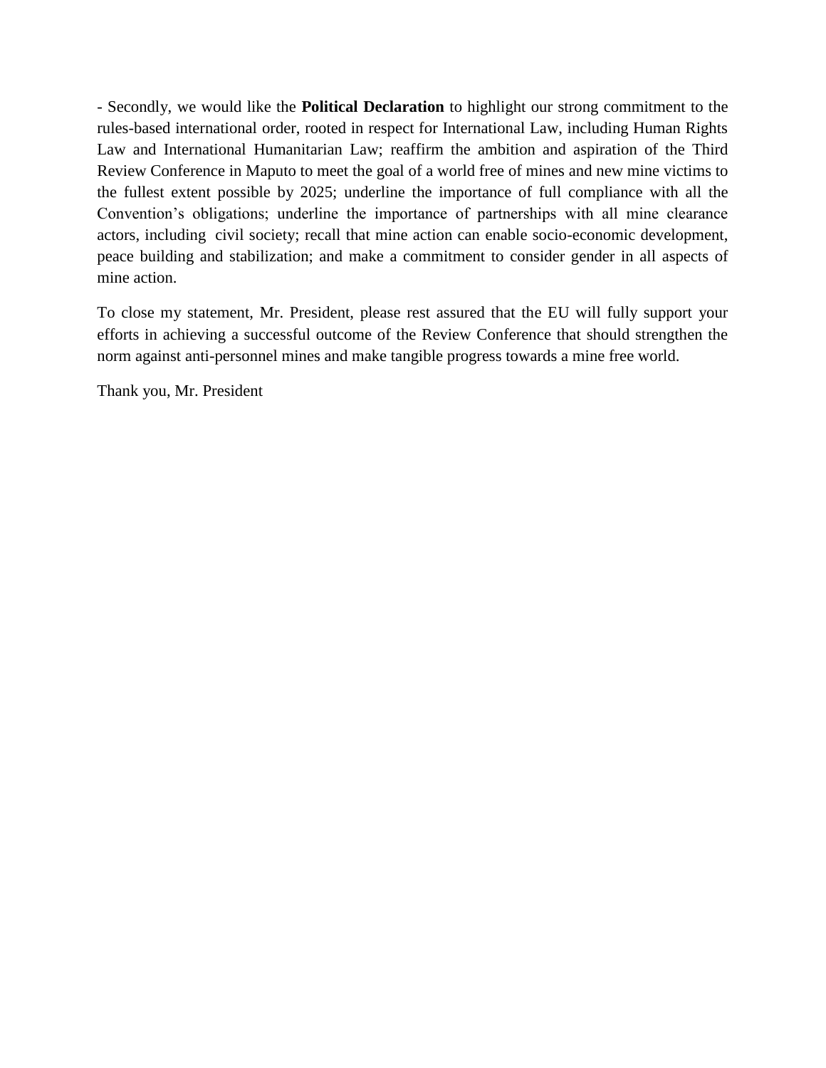- Secondly, we would like the **Political Declaration** to highlight our strong commitment to the rules-based international order, rooted in respect for International Law, including Human Rights Law and International Humanitarian Law; reaffirm the ambition and aspiration of the Third Review Conference in Maputo to meet the goal of a world free of mines and new mine victims to the fullest extent possible by 2025; underline the importance of full compliance with all the Convention's obligations; underline the importance of partnerships with all mine clearance actors, including civil society; recall that mine action can enable socio-economic development, peace building and stabilization; and make a commitment to consider gender in all aspects of mine action.

To close my statement, Mr. President, please rest assured that the EU will fully support your efforts in achieving a successful outcome of the Review Conference that should strengthen the norm against anti-personnel mines and make tangible progress towards a mine free world.

Thank you, Mr. President